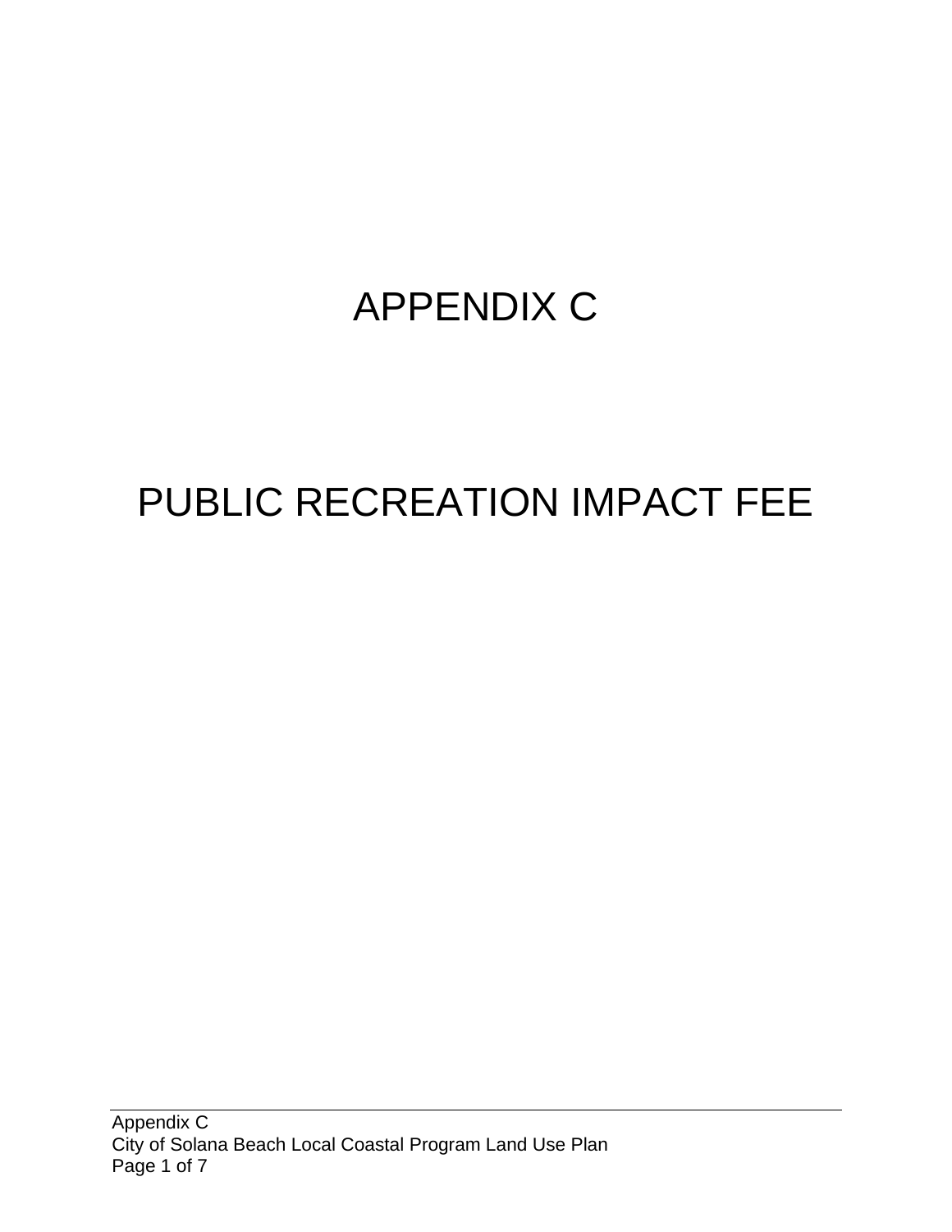# APPENDIX C

# PUBLIC RECREATION IMPACT FEE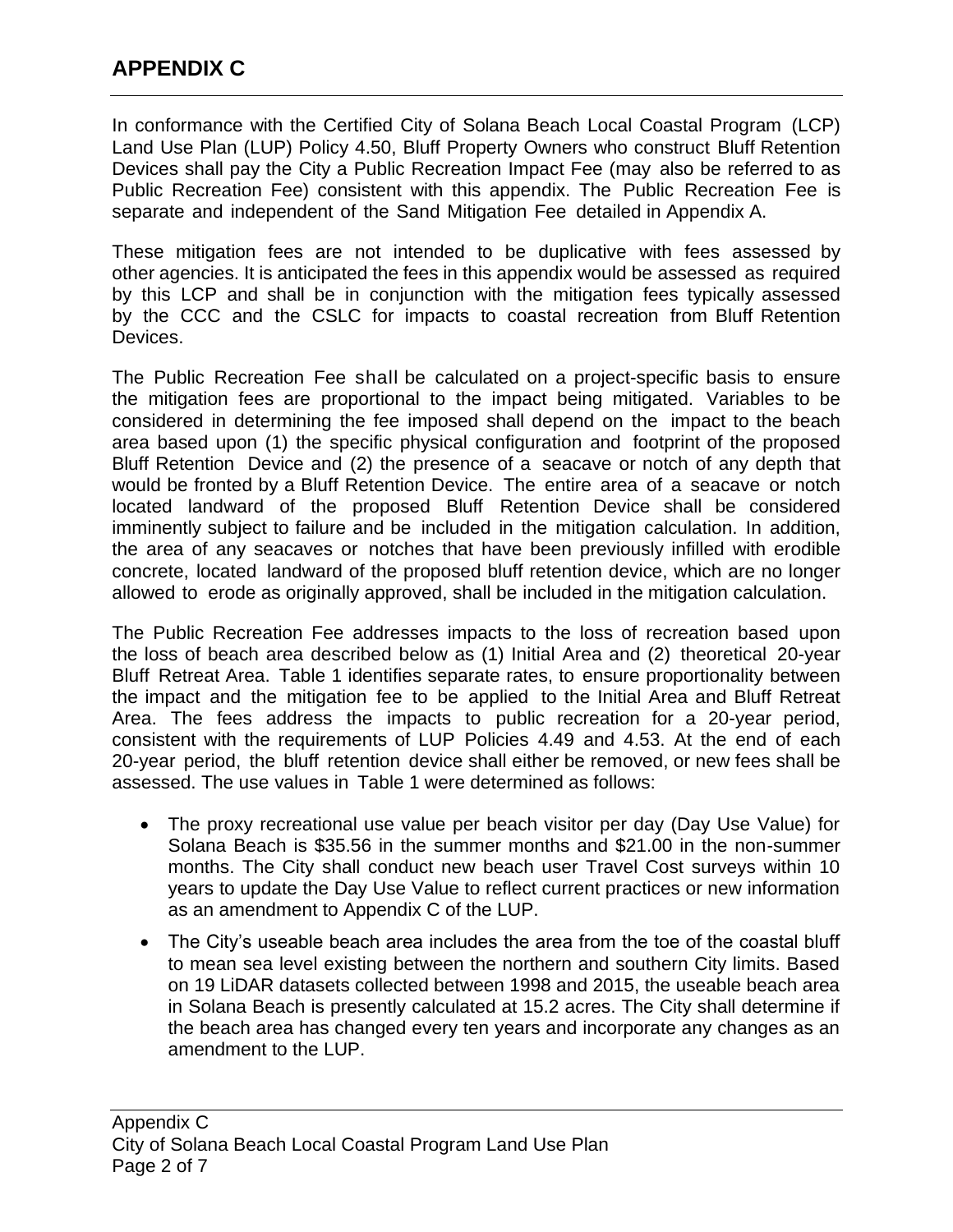# APPENDIX C

In conformance with the Certified City of Solana Beach Local Coastal Program (LCP) Land Use Plan (LUP) Policy 4.50, Bluff Property Owners who construct Bluff Retention Devices shall pay the City a Public Recreation Impact Fee (may also be referred to as Public Recreation Fee) consistent with this appendix. The Public Recreation Fee is separate and independent of the Sand Mitigation Fee detailed in Appendix A.

These mitigation fees are not intended to be duplicative with fees assessed by other agencies. It is anticipated the fees in this appendix would be assessed as required by this LCP and shall be in conjunction with the mitigation fees typically assessed by the CCC and the CSLC for impacts to coastal recreation from Bluff Retention Devices.

The Public Recreation Fee shall be calculated on a project-specific basis to ensure the mitigation fees are proportional to the impact being mitigated. Variables to be considered in determining the fee imposed shall depend on the impact to the beach area based upon (1) the specific physical configuration and footprint of the proposed Bluff Retention Device and (2) the presence of a seacave or notch of any depth that would be fronted by a Bluff Retention Device. The entire area of a seacave or notch located landward of the proposed Bluff Retention Device shall be considered imminently subject to failure and be included in the mitigation calculation. In addition, the area of any seacaves or notches that have been previously infilled with erodible concrete, located landward of the proposed bluff retention device, which are no longer allowed to erode as originally approved, shall be included in the mitigation calculation.

The Public Recreation Fee addresses impacts to the loss of recreation based upon the loss of beach area described below as (1) Initial Area and (2) theoretical 20-year Bluff Retreat Area. Table 1 identifies separate rates, to ensure proportionality between the impact and the mitigation fee to be applied to the Initial Area and Bluff Retreat Area. The fees address the impacts to public recreation for a 20-year period, consistent with the requirements of LUP Policies 4.49 and 4.53. At the end of each 20-year period, the bluff retention device shall either be removed, or new fees shall be assessed. The use values in Table 1 were determined as follows:

- The proxy recreational use value per beach visitor per day (Day Use Value) for Solana Beach is $35.56 in the summer months and $21.00 in the non-summer months. The City shall conduct new beach user Travel Cost surveys within 10 years to update the Day Use Value to reflect current practices or new information as an amendment to Appendix C of the LUP.
- The City's useable beach area includes the area from the toe of the coastal bluff to mean sea level existing between the northern and southern City limits. Based on 19 LiDAR datasets collected between 1998 and 2015, the useable beach area in Solana Beach is presently calculated at 15.2 acres. The City shall determine if the beach area has changed every ten years and incorporate any changes as an amendment to the LUP.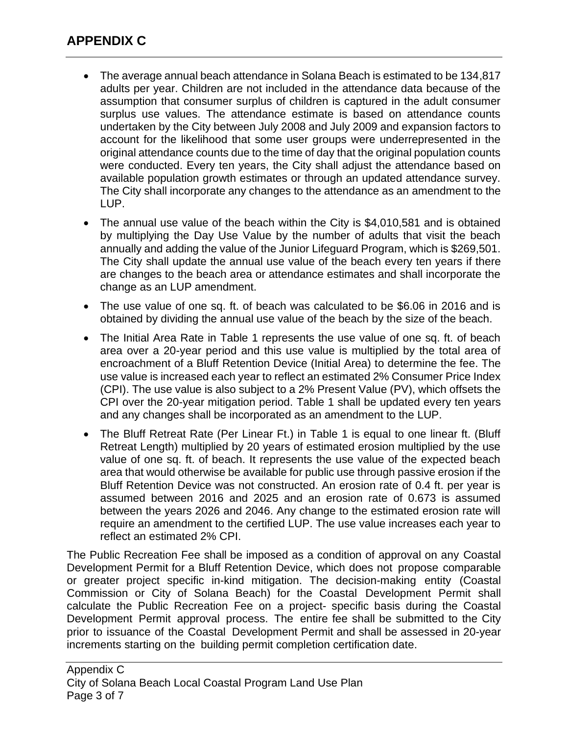# APPENDIX C

- The average annual beach attendance in Solana Beach is estimated to be 134,817 adults per year. Children are not included in the attendance data because of the assumption that consumer surplus of children is captured in the adult consumer surplus use values. The attendance estimate is based on attendance counts undertaken by the City between July 2008 and July 2009 and expansion factors to account for the likelihood that some user groups were underrepresented in the original attendance counts due to the time of day that the original population counts were conducted. Every ten years, the City shall adjust the attendance based on available population growth estimates or through an updated attendance survey. The City shall incorporate any changes to the attendance as an amendment to the LUP.
- The annual use value of the beach within the City is $4,010,581 and is obtained by multiplying the Day Use Value by the number of adults that visit the beach annually and adding the value of the Junior Lifeguard Program, which is $269,501. The City shall update the annual use value of the beach every ten years if there are changes to the beach area or attendance estimates and shall incorporate the change as an LUP amendment.
- The use value of one sq. ft. of beach was calculated to be $6.06 in 2016 and is obtained by dividing the annual use value of the beach by the size of the beach.
- The Initial Area Rate in Table 1 represents the use value of one sq. ft. of beach area over a 20-year period and this use value is multiplied by the total area of encroachment of a Bluff Retention Device (Initial Area) to determine the fee. The use value is increased each year to reflect an estimated 2% Consumer Price Index (CPI). The use value is also subject to a 2% Present Value (PV), which offsets the CPI over the 20-year mitigation period. Table 1 shall be updated every ten years and any changes shall be incorporated as an amendment to the LUP.
- The Bluff Retreat Rate (Per Linear Ft.) in Table 1 is equal to one linear ft. (Bluff Retreat Length) multiplied by 20 years of estimated erosion multiplied by the use value of one sq. ft. of beach. It represents the use value of the expected beach area that would otherwise be available for public use through passive erosion if the Bluff Retention Device was not constructed. An erosion rate of 0.4 ft. per year is assumed between 2016 and 2025 and an erosion rate of 0.673 is assumed between the years 2026 and 2046. Any change to the estimated erosion rate will require an amendment to the certified LUP. The use value increases each year to reflect an estimated 2% CPI.

The Public Recreation Fee shall be imposed as a condition of approval on any Coastal Development Permit for a Bluff Retention Device, which does not propose comparable or greater project specific in-kind mitigation. The decision-making entity (Coastal Commission or City of Solana Beach) for the Coastal Development Permit shall calculate the Public Recreation Fee on a project- specific basis during the Coastal Development Permit approval process. The entire fee shall be submitted to the City prior to issuance of the Coastal Development Permit and shall be assessed in 20-year increments starting on the building permit completion certification date.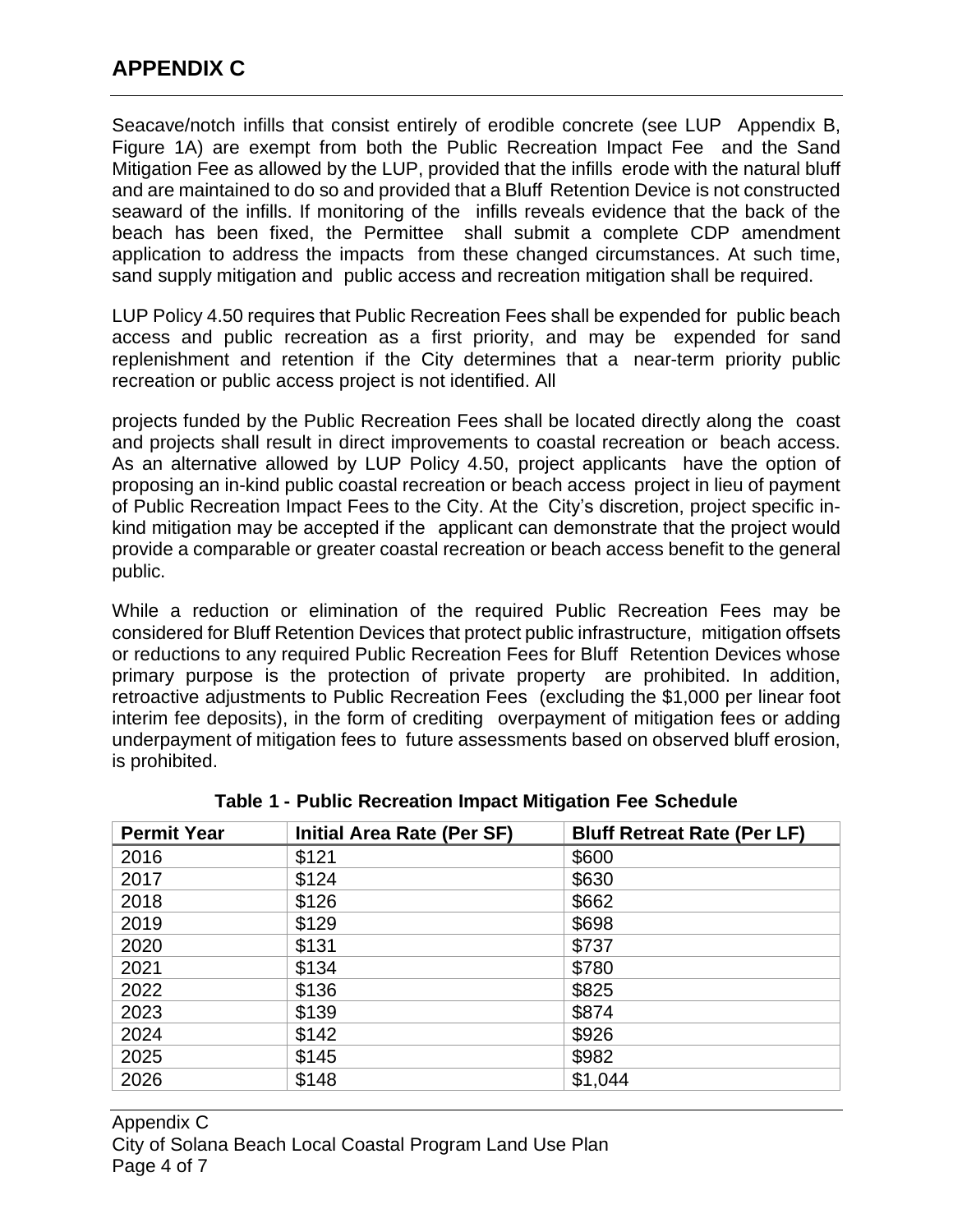# APPENDIX C

Seacave/notch infills that consist entirely of erodible concrete (see LUP Appendix B, Figure 1A) are exempt from both the Public Recreation Impact Fee and the Sand Mitigation Fee as allowed by the LUP, provided that the infills erode with the natural bluff and are maintained to do so and provided that a Bluff Retention Device is not constructed seaward of the infills. If monitoring of the infills reveals evidence that the back of the beach has been fixed, the Permittee shall submit a complete CDP amendment application to address the impacts from these changed circumstances. At such time, sand supply mitigation and public access and recreation mitigation shall be required.

LUP Policy 4.50 requires that Public Recreation Fees shall be expended for public beach access and public recreation as a first priority, and may be expended for sand replenishment and retention if the City determines that a near-term priority public recreation or public access project is not identified. All

projects funded by the Public Recreation Fees shall be located directly along the coast and projects shall result in direct improvements to coastal recreation or beach access. As an alternative allowed by LUP Policy 4.50, project applicants have the option of proposing an in-kind public coastal recreation or beach access project in lieu of payment of Public Recreation Impact Fees to the City. At the City's discretion, project specific in-kind mitigation may be accepted if the applicant can demonstrate that the project would provide a comparable or greater coastal recreation or beach access benefit to the general public.

While a reduction or elimination of the required Public Recreation Fees may be considered for Bluff Retention Devices that protect public infrastructure, mitigation offsets or reductions to any required Public Recreation Fees for Bluff Retention Devices whose primary purpose is the protection of private property are prohibited. In addition, retroactive adjustments to Public Recreation Fees (excluding the $1,000 per linear foot interim fee deposits), in the form of crediting overpayment of mitigation fees or adding underpayment of mitigation fees to future assessments based on observed bluff erosion, is prohibited.

**Table 1 - Public Recreation Impact Mitigation Fee Schedule**

| Permit Year | Initial Area Rate (Per SF) | Bluff Retreat Rate (Per LF) |
|---|---|---|
| 2016 | $121 | $600 |
| 2017 | $124 | $630 |
| 2018 | $126 | $662 |
| 2019 | $129 | $698 |
| 2020 | $131 | $737 |
| 2021 | $134 | $780 |
| 2022 | $136 | $825 |
| 2023 | $139 | $874 |
| 2024 | $142 | $926 |
| 2025 | $145 | $982 |
| 2026 | $148 | $1,044 |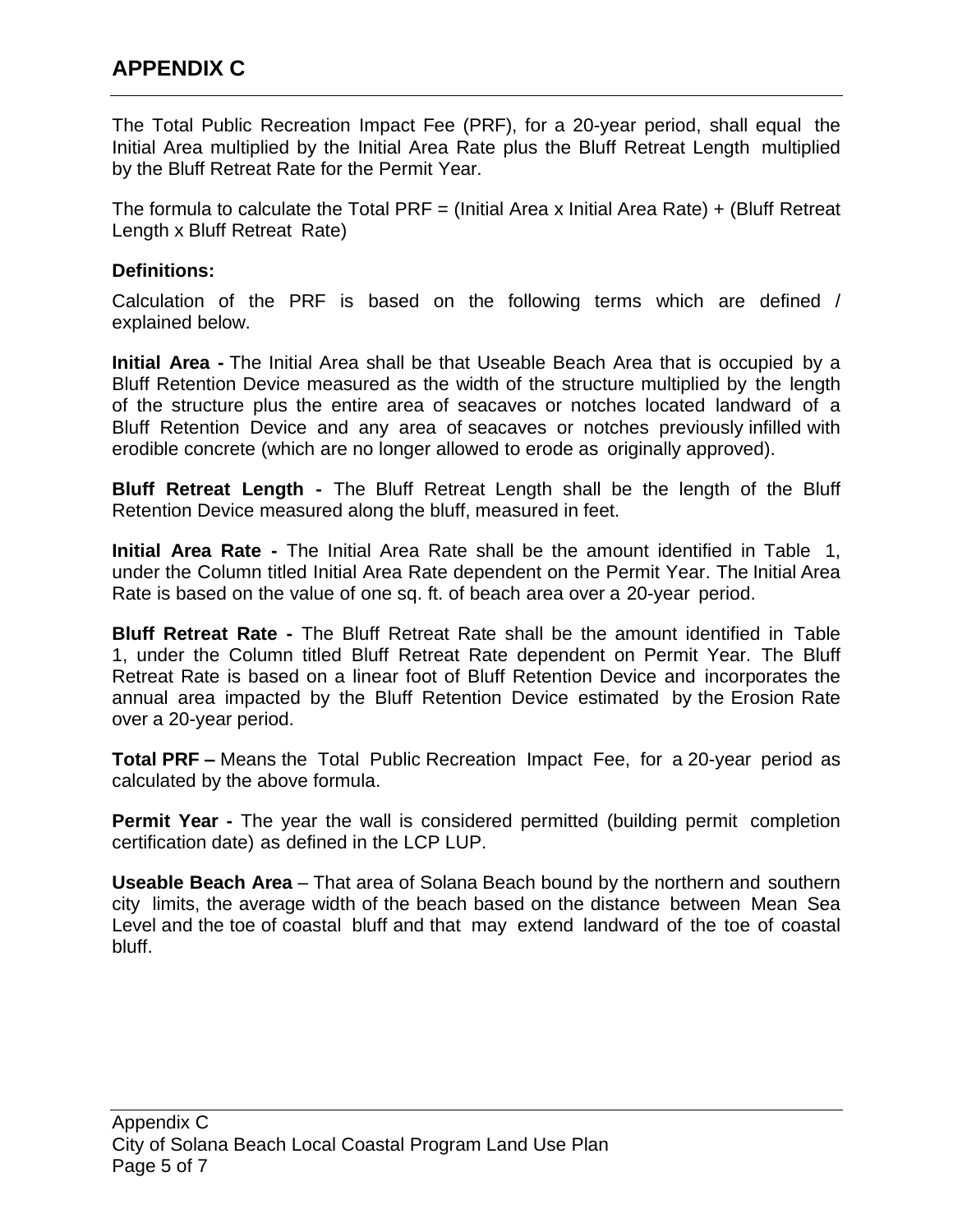# APPENDIX C

The Total Public Recreation Impact Fee (PRF), for a 20-year period, shall equal the Initial Area multiplied by the Initial Area Rate plus the Bluff Retreat Length multiplied by the Bluff Retreat Rate for the Permit Year.

The formula to calculate the Total PRF = (Initial Area x Initial Area Rate) + (Bluff Retreat Length x Bluff Retreat Rate)

**Definitions:**

Calculation of the PRF is based on the following terms which are defined / explained below.

**Initial Area -** The Initial Area shall be that Useable Beach Area that is occupied by a Bluff Retention Device measured as the width of the structure multiplied by the length of the structure plus the entire area of seacaves or notches located landward of a Bluff Retention Device and any area of seacaves or notches previously infilled with erodible concrete (which are no longer allowed to erode as originally approved).

**Bluff Retreat Length -** The Bluff Retreat Length shall be the length of the Bluff Retention Device measured along the bluff, measured in feet.

**Initial Area Rate -** The Initial Area Rate shall be the amount identified in Table 1, under the Column titled Initial Area Rate dependent on the Permit Year. The Initial Area Rate is based on the value of one sq. ft. of beach area over a 20-year period.

**Bluff Retreat Rate -** The Bluff Retreat Rate shall be the amount identified in Table 1, under the Column titled Bluff Retreat Rate dependent on Permit Year. The Bluff Retreat Rate is based on a linear foot of Bluff Retention Device and incorporates the annual area impacted by the Bluff Retention Device estimated by the Erosion Rate over a 20-year period.

**Total PRF –** Means the Total Public Recreation Impact Fee, for a 20-year period as calculated by the above formula.

**Permit Year -** The year the wall is considered permitted (building permit completion certification date) as defined in the LCP LUP.

**Useable Beach Area** – That area of Solana Beach bound by the northern and southern city limits, the average width of the beach based on the distance between Mean Sea Level and the toe of coastal bluff and that may extend landward of the toe of coastal bluff.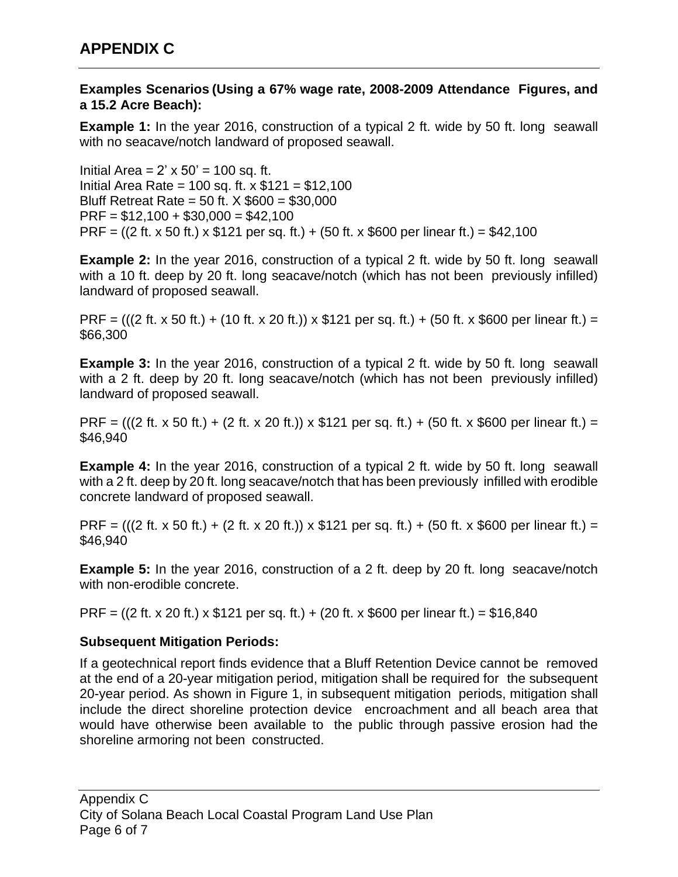# APPENDIX C

**Examples Scenarios (Using a 67% wage rate, 2008-2009 Attendance Figures, and a 15.2 Acre Beach):**

**Example 1:** In the year 2016, construction of a typical 2 ft. wide by 50 ft. long seawall with no seacave/notch landward of proposed seawall.

Initial Area = 2' x 50' = 100 sq. ft.
Initial Area Rate = 100 sq. ft. x $121 = $12,100
Bluff Retreat Rate = 50 ft. X $600 = $30,000
PRF = $12,100 + $30,000 = $42,100
PRF = ((2 ft. x 50 ft.) x $121 per sq. ft.) + (50 ft. x $600 per linear ft.) = $42,100

**Example 2:** In the year 2016, construction of a typical 2 ft. wide by 50 ft. long seawall with a 10 ft. deep by 20 ft. long seacave/notch (which has not been previously infilled) landward of proposed seawall.

PRF = (((2 ft. x 50 ft.) + (10 ft. x 20 ft.)) x $121 per sq. ft.) + (50 ft. x $600 per linear ft.) = $66,300

**Example 3:** In the year 2016, construction of a typical 2 ft. wide by 50 ft. long seawall with a 2 ft. deep by 20 ft. long seacave/notch (which has not been previously infilled) landward of proposed seawall.

PRF = (((2 ft. x 50 ft.) + (2 ft. x 20 ft.)) x $121 per sq. ft.) + (50 ft. x $600 per linear ft.) = $46,940

**Example 4:** In the year 2016, construction of a typical 2 ft. wide by 50 ft. long seawall with a 2 ft. deep by 20 ft. long seacave/notch that has been previously infilled with erodible concrete landward of proposed seawall.

PRF = (((2 ft. x 50 ft.) + (2 ft. x 20 ft.)) x $121 per sq. ft.) + (50 ft. x $600 per linear ft.) = $46,940

**Example 5:** In the year 2016, construction of a 2 ft. deep by 20 ft. long seacave/notch with non-erodible concrete.

PRF = ((2 ft. x 20 ft.) x $121 per sq. ft.) + (20 ft. x $600 per linear ft.) = $16,840

**Subsequent Mitigation Periods:**

If a geotechnical report finds evidence that a Bluff Retention Device cannot be removed at the end of a 20-year mitigation period, mitigation shall be required for the subsequent 20-year period. As shown in Figure 1, in subsequent mitigation periods, mitigation shall include the direct shoreline protection device encroachment and all beach area that would have otherwise been available to the public through passive erosion had the shoreline armoring not been constructed.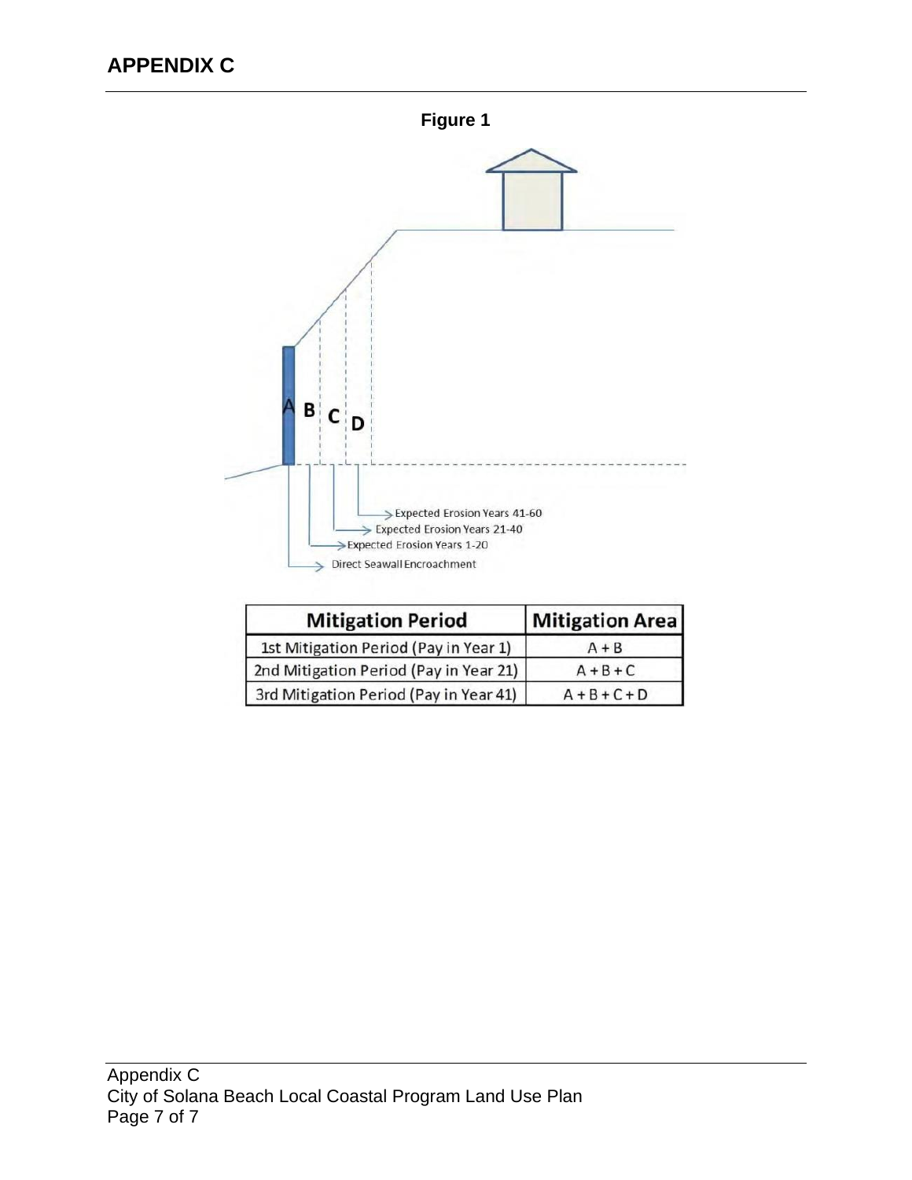## APPENDIX C

**Figure 1**

A B C D

Expected Erosion Years 41-60
Expected Erosion Years 21-40
Expected Erosion Years 1-20
Direct Seawall Encroachment

| Mitigation Period | Mitigation Area |
| --- | --- |
| 1st Mitigation Period (Pay in Year 1) | A + B |
| 2nd Mitigation Period (Pay in Year 21) | A + B + C |
| 3rd Mitigation Period (Pay in Year 41) | A + B + C + D |